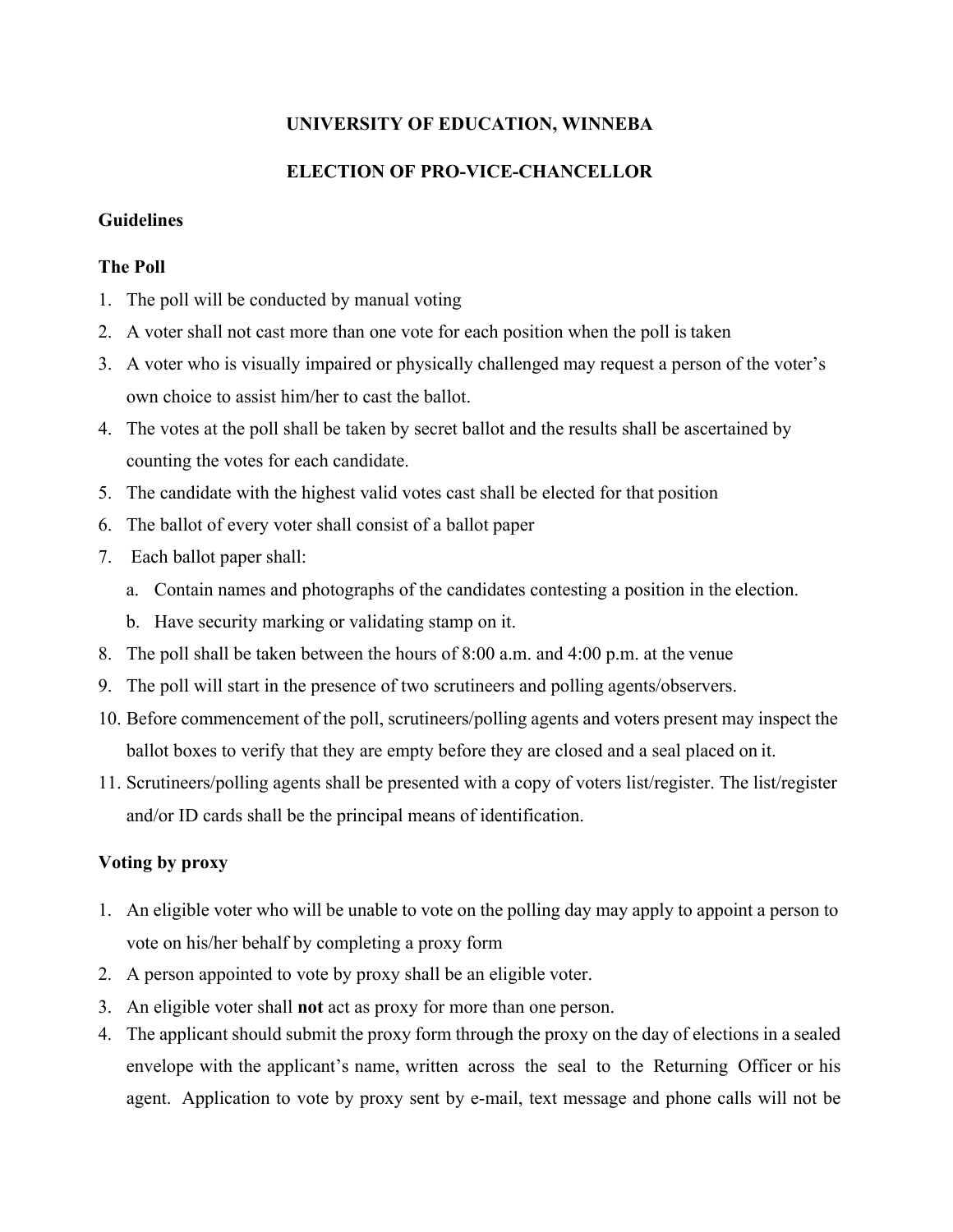# UNIVERSITY OF EDUCATION, WINNEBA

## ELECTION OF PRO-VICE-CHANCELLOR

### Guidelines

### The Poll

1. The poll will be conducted by manual voting
2. A voter shall not cast more than one vote for each position when the poll is taken
3. A voter who is visually impaired or physically challenged may request a person of the voter's own choice to assist him/her to cast the ballot.
4. The votes at the poll shall be taken by secret ballot and the results shall be ascertained by counting the votes for each candidate.
5. The candidate with the highest valid votes cast shall be elected for that position
6. The ballot of every voter shall consist of a ballot paper
7. Each ballot paper shall:
   a. Contain names and photographs of the candidates contesting a position in the election.
   b. Have security marking or validating stamp on it.
8. The poll shall be taken between the hours of 8:00 a.m. and 4:00 p.m. at the venue
9. The poll will start in the presence of two scrutineers and polling agents/observers.
10. Before commencement of the poll, scrutineers/polling agents and voters present may inspect the ballot boxes to verify that they are empty before they are closed and a seal placed on it.
11. Scrutineers/polling agents shall be presented with a copy of voters list/register. The list/register and/or ID cards shall be the principal means of identification.

### Voting by proxy

1. An eligible voter who will be unable to vote on the polling day may apply to appoint a person to vote on his/her behalf by completing a proxy form
2. A person appointed to vote by proxy shall be an eligible voter.
3. An eligible voter shall **not** act as proxy for more than one person.
4. The applicant should submit the proxy form through the proxy on the day of elections in a sealed envelope with the applicant's name, written across the seal to the Returning Officer or his agent. Application to vote by proxy sent by e-mail, text message and phone calls will not be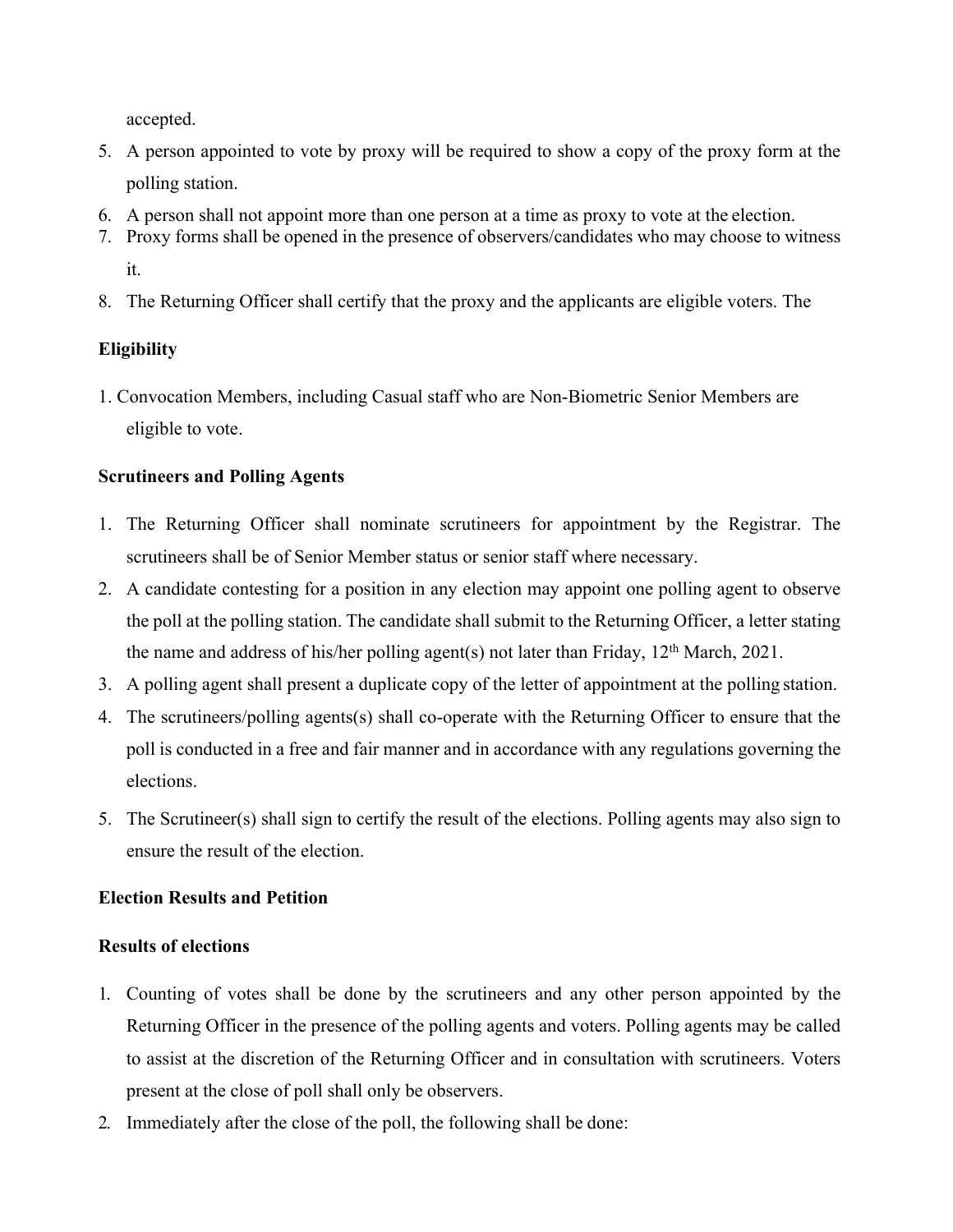accepted.

5. A person appointed to vote by proxy will be required to show a copy of the proxy form at the polling station.
6. A person shall not appoint more than one person at a time as proxy to vote at the election.
7. Proxy forms shall be opened in the presence of observers/candidates who may choose to witness it.
8. The Returning Officer shall certify that the proxy and the applicants are eligible voters. The

**Eligibility**

1. Convocation Members, including Casual staff who are Non-Biometric Senior Members are eligible to vote.

**Scrutineers and Polling Agents**

1. The Returning Officer shall nominate scrutineers for appointment by the Registrar. The scrutineers shall be of Senior Member status or senior staff where necessary.
2. A candidate contesting for a position in any election may appoint one polling agent to observe the poll at the polling station. The candidate shall submit to the Returning Officer, a letter stating the name and address of his/her polling agent(s) not later than Friday, 12th March, 2021.
3. A polling agent shall present a duplicate copy of the letter of appointment at the polling station.
4. The scrutineers/polling agents(s) shall co-operate with the Returning Officer to ensure that the poll is conducted in a free and fair manner and in accordance with any regulations governing the elections.
5. The Scrutineer(s) shall sign to certify the result of the elections. Polling agents may also sign to ensure the result of the election.

**Election Results and Petition**

**Results of elections**

1. Counting of votes shall be done by the scrutineers and any other person appointed by the Returning Officer in the presence of the polling agents and voters. Polling agents may be called to assist at the discretion of the Returning Officer and in consultation with scrutineers. Voters present at the close of poll shall only be observers.
2. Immediately after the close of the poll, the following shall be done: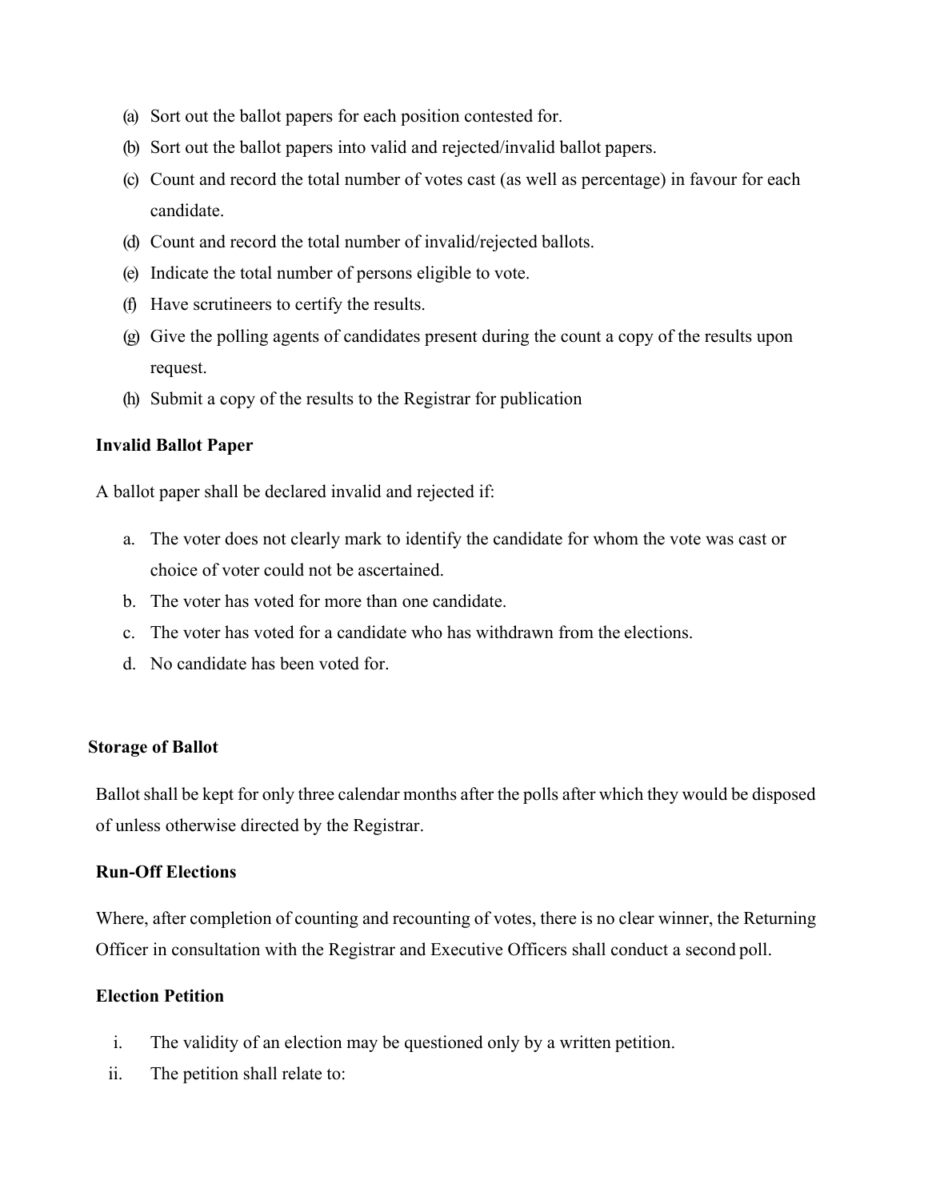(a) Sort out the ballot papers for each position contested for.
(b) Sort out the ballot papers into valid and rejected/invalid ballot papers.
(c) Count and record the total number of votes cast (as well as percentage) in favour for each candidate.
(d) Count and record the total number of invalid/rejected ballots.
(e) Indicate the total number of persons eligible to vote.
(f) Have scrutineers to certify the results.
(g) Give the polling agents of candidates present during the count a copy of the results upon request.
(h) Submit a copy of the results to the Registrar for publication

**Invalid Ballot Paper**

A ballot paper shall be declared invalid and rejected if:

a. The voter does not clearly mark to identify the candidate for whom the vote was cast or choice of voter could not be ascertained.
b. The voter has voted for more than one candidate.
c. The voter has voted for a candidate who has withdrawn from the elections.
d. No candidate has been voted for.

**Storage of Ballot**

Ballot shall be kept for only three calendar months after the polls after which they would be disposed of unless otherwise directed by the Registrar.

**Run-Off Elections**

Where, after completion of counting and recounting of votes, there is no clear winner, the Returning Officer in consultation with the Registrar and Executive Officers shall conduct a second poll.

**Election Petition**

i. The validity of an election may be questioned only by a written petition.
ii. The petition shall relate to: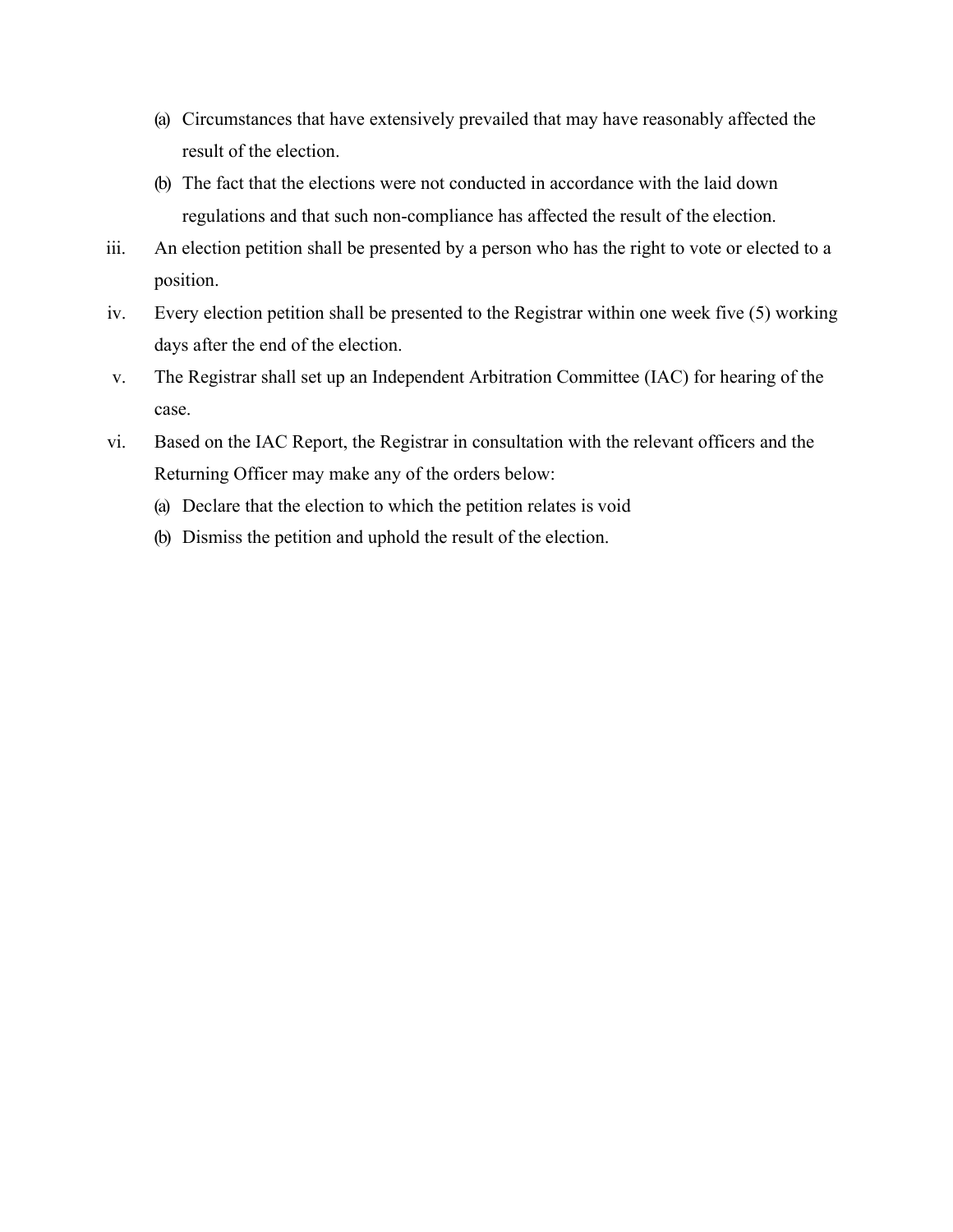(a) Circumstances that have extensively prevailed that may have reasonably affected the result of the election.

(b) The fact that the elections were not conducted in accordance with the laid down regulations and that such non-compliance has affected the result of the election.

iii. An election petition shall be presented by a person who has the right to vote or elected to a position.

iv. Every election petition shall be presented to the Registrar within one week five (5) working days after the end of the election.

v. The Registrar shall set up an Independent Arbitration Committee (IAC) for hearing of the case.

vi. Based on the IAC Report, the Registrar in consultation with the relevant officers and the Returning Officer may make any of the orders below:

(a) Declare that the election to which the petition relates is void

(b) Dismiss the petition and uphold the result of the election.